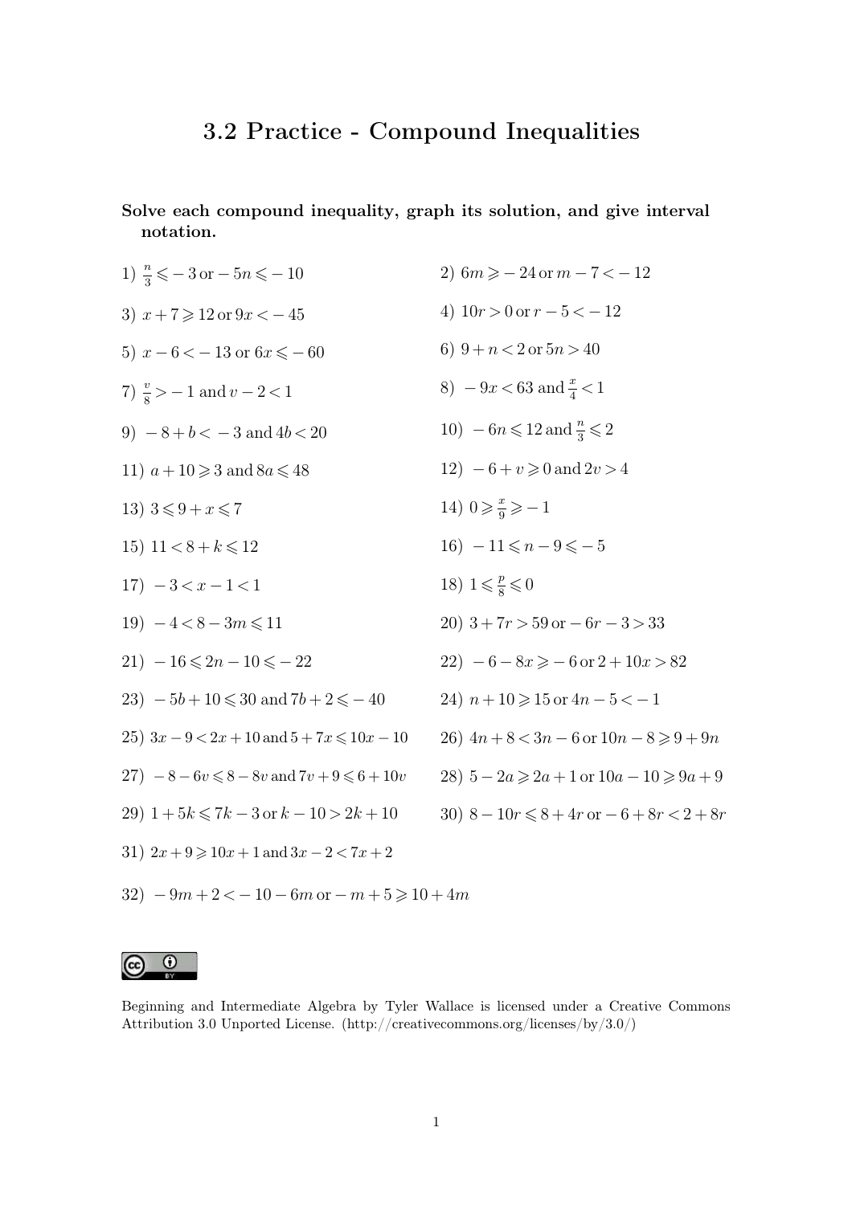# 3.2 Practice - Compound Inequalities

**Solve each compound inequality, graph its solution, and give interval notation.**

1) $\frac{n}{3} \leqslant -3$ or $-5n \leqslant -10$

2) $6m \geqslant -24$ or $m - 7 < -12$

3) $x + 7 \geqslant 12$ or $9x < -45$

4) $10r > 0$ or $r - 5 < -12$

5) $x - 6 < -13$ or $6x \leqslant -60$

6) $9 + n < 2$ or $5n > 40$

7) $\frac{v}{8} > -1$ and $v - 2 < 1$

8) $-9x < 63$ and $\frac{x}{4} < 1$

9) $-8 + b < -3$ and $4b < 20$

10) $-6n \leqslant 12$ and $\frac{n}{3} \leqslant 2$

11) $a + 10 \geqslant 3$ and $8a \leqslant 48$

12) $-6 + v \geqslant 0$ and $2v > 4$

13) $3 \leqslant 9 + x \leqslant 7$

14) $0 \geqslant \frac{x}{9} \geqslant -1$

15) $11 < 8 + k \leqslant 12$

16) $-11 \leqslant n - 9 \leqslant -5$

17) $-3 < x - 1 < 1$

18) $1 \leqslant \frac{p}{8} \leqslant 0$

19) $-4 < 8 - 3m \leqslant 11$

20) $3 + 7r > 59$ or $-6r - 3 > 33$

21) $-16 \leqslant 2n - 10 \leqslant -22$

22) $-6 - 8x \geqslant -6$ or $2 + 10x > 82$

23) $-5b + 10 \leqslant 30$ and $7b + 2 \leqslant -40$

24) $n + 10 \geqslant 15$ or $4n - 5 < -1$

25) $3x - 9 < 2x + 10$ and $5 + 7x \leqslant 10x - 10$

26) $4n + 8 < 3n - 6$ or $10n - 8 \geqslant 9 + 9n$

27) $-8 - 6v \leqslant 8 - 8v$ and $7v + 9 \leqslant 6 + 10v$

28) $5 - 2a \geqslant 2a + 1$ or $10a - 10 \geqslant 9a + 9$

29) $1 + 5k \leqslant 7k - 3$ or $k - 10 > 2k + 10$

30) $8 - 10r \leqslant 8 + 4r$ or $-6 + 8r < 2 + 8r$

31) $2x + 9 \geqslant 10x + 1$ and $3x - 2 < 7x + 2$

32) $-9m + 2 < -10 - 6m$ or $-m + 5 \geqslant 10 + 4m$

Beginning and Intermediate Algebra by Tyler Wallace is licensed under a Creative Commons Attribution 3.0 Unported License. (http://creativecommons.org/licenses/by/3.0/)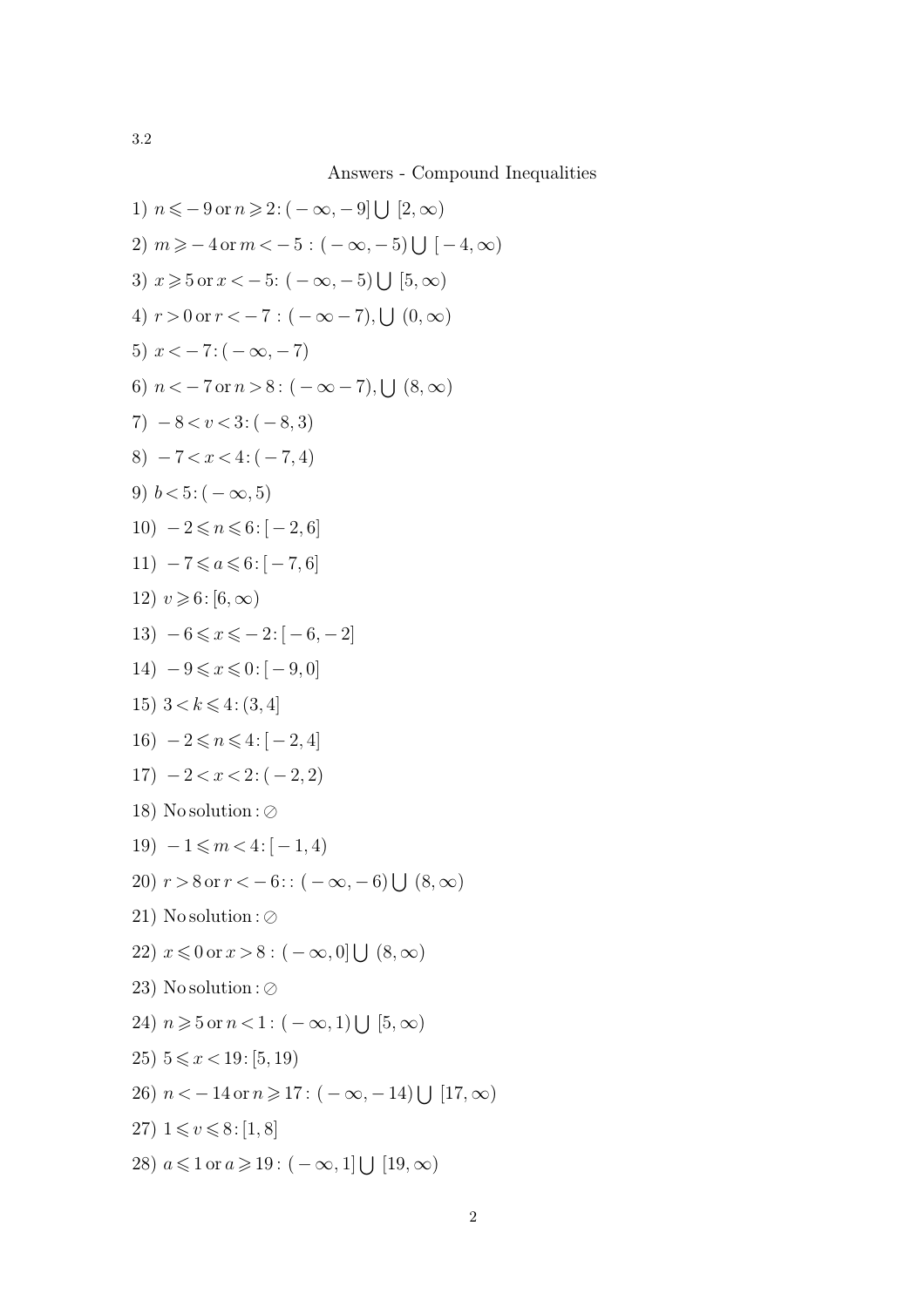3.2

## Answers - Compound Inequalities

1) $n \leqslant -9$ or $n \geqslant 2$: $(-\infty, -9] \bigcup [2, \infty)$

2) $m \geqslant -4$ or $m < -5$ : $(-\infty, -5) \bigcup [-4, \infty)$

3) $x \geqslant 5$ or $x < -5$: $(-\infty, -5) \bigcup [5, \infty)$

4) $r > 0$ or $r < -7$ : $(-\infty - 7), \bigcup (0, \infty)$

5) $x < -7$: $(-\infty, -7)$

6) $n < -7$ or $n > 8$ : $(-\infty - 7), \bigcup (8, \infty)$

7) $-8 < v < 3$: $(-8, 3)$

8) $-7 < x < 4$: $(-7, 4)$

9) $b < 5$: $(-\infty, 5)$

10) $-2 \leqslant n \leqslant 6$: $[-2, 6]$

11) $-7 \leqslant a \leqslant 6$: $[-7, 6]$

12) $v \geqslant 6$: $[6, \infty)$

13) $-6 \leqslant x \leqslant -2$: $[-6, -2]$

14) $-9 \leqslant x \leqslant 0$: $[-9, 0]$

15) $3 < k \leqslant 4$: $(3, 4]$

16) $-2 \leqslant n \leqslant 4$: $[-2, 4]$

17) $-2 < x < 2$: $(-2, 2)$

18) No solution : $\oslash$

19) $-1 \leqslant m < 4$: $[-1, 4)$

20) $r > 8$ or $r < -6$: : $(-\infty, -6) \bigcup (8, \infty)$

21) No solution : $\oslash$

22) $x \leqslant 0$ or $x > 8$ : $(-\infty, 0] \bigcup (8, \infty)$

23) No solution : $\oslash$

24) $n \geqslant 5$ or $n < 1$ : $(-\infty, 1) \bigcup [5, \infty)$

25) $5 \leqslant x < 19$: $[5, 19)$

26) $n < -14$ or $n \geqslant 17$ : $(-\infty, -14) \bigcup [17, \infty)$

27) $1 \leqslant v \leqslant 8$: $[1, 8]$

28) $a \leqslant 1$ or $a \geqslant 19$ : $(-\infty, 1] \bigcup [19, \infty)$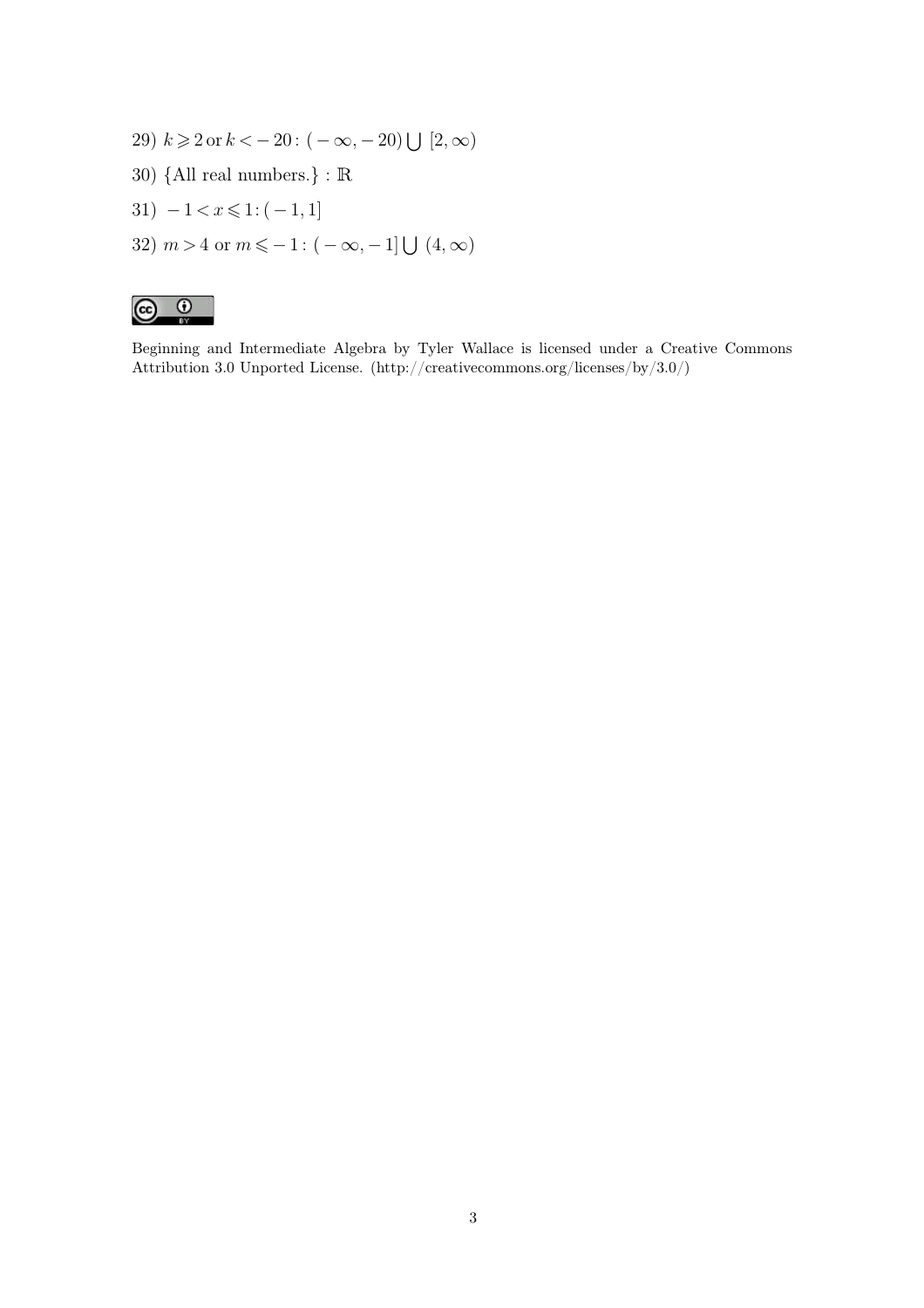29) $k \geqslant 2 \text{ or } k < -20: (-\infty, -20) \bigcup [2, \infty)$

30) {All real numbers.} : $\mathbb{R}$

31) $-1 < x \leqslant 1: (-1, 1]$

32) $m > 4$ or $m \leqslant -1: (-\infty, -1] \bigcup (4, \infty)$

Beginning and Intermediate Algebra by Tyler Wallace is licensed under a Creative Commons Attribution 3.0 Unported License. (http://creativecommons.org/licenses/by/3.0/)